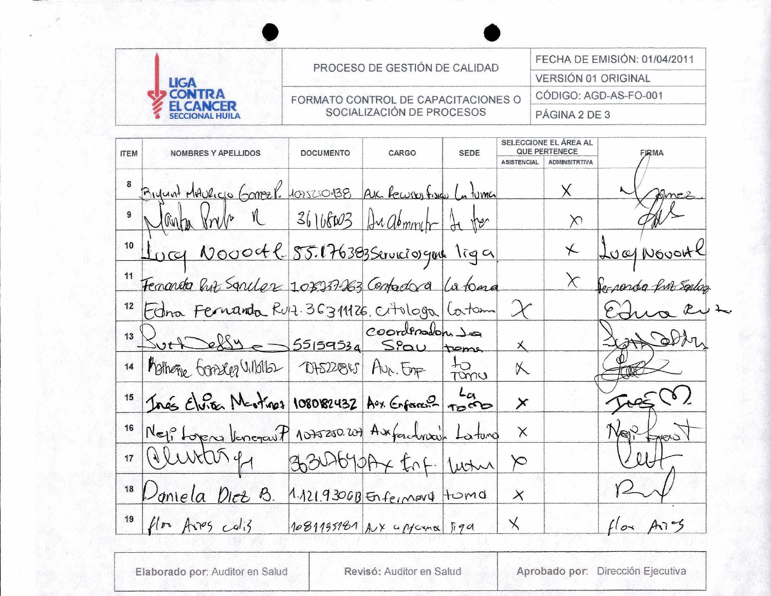| LIGA CONTRA EL CANCER SECCIONAL HUILA | PROCESO DE GESTIÓN DE CALIDAD | FECHA DE EMISIÓN: 01/04/2011 |
|---|---|---|
| | | VERSIÓN 01 ORIGINAL |
| | FORMATO CONTROL DE CAPACITACIONES O SOCIALIZACIÓN DE PROCESOS | CÓDIGO: AGD-AS-FO-001 |
| | | PÁGINA 2 DE 3 |

| ITEM | NOMBRES Y APELLIDOS | DOCUMENTO | CARGO | SEDE | SELECCIONE EL ÁREA AL QUE PERTENECE | | FIRMA |
|---|---|---|---|---|---|---|---|
| | | | | | ASISTENCIAL | ADMINSITRTIVA | |
| 8 | Bryant Mauricio Gomez R. | 1075250138 | Aux. Recursos físicos | La toma | | X | Gomez |
| 9 | Martha Prada R | 36168003 | Aux administr | La toma | | X | |
| 10 | Lucy Novoa | 55.176383 | Servicios gen | liga | | X | Lucy Novoa |
| 11 | Fernanda Ruiz Sanchez | 1075237263 | Contadora | La toma | | X | Fernanda Ruiz Sanchez |
| 12 | Edna Fernanda Ruiz | 36311126 | citologa | La toma | X | | Edna Ruiz |
| 13 | Sury Deffy | 55159534 | coordinadora SIAU | La toma | X | | |
| 14 | Katherine González Villalba | 1075228845 | Aux. Enf | La toma | X | | |
| 15 | Inés Elvira Martinez | 1080182432 | Aux. Enfermería | La toma | X | | Inés M. |
| 16 | Nelly Lorena Venegas P | 1075250.207 | Aux facturación | La toma | X | | Nelly Venegas |
| 17 | | 36302649 | Aux Enf. | toma | X | | |
| 18 | Daniela Diez B. | 1.121.930613 | Enfermera | toma | X | | |
| 19 | flor Arias calis | 1081155181 | Aux enferma | liga | X | | flor Arias |

| Elaborado por: Auditor en Salud | Revisó: Auditor en Salud | Aprobado por: Dirección Ejecutiva |
|---|---|---|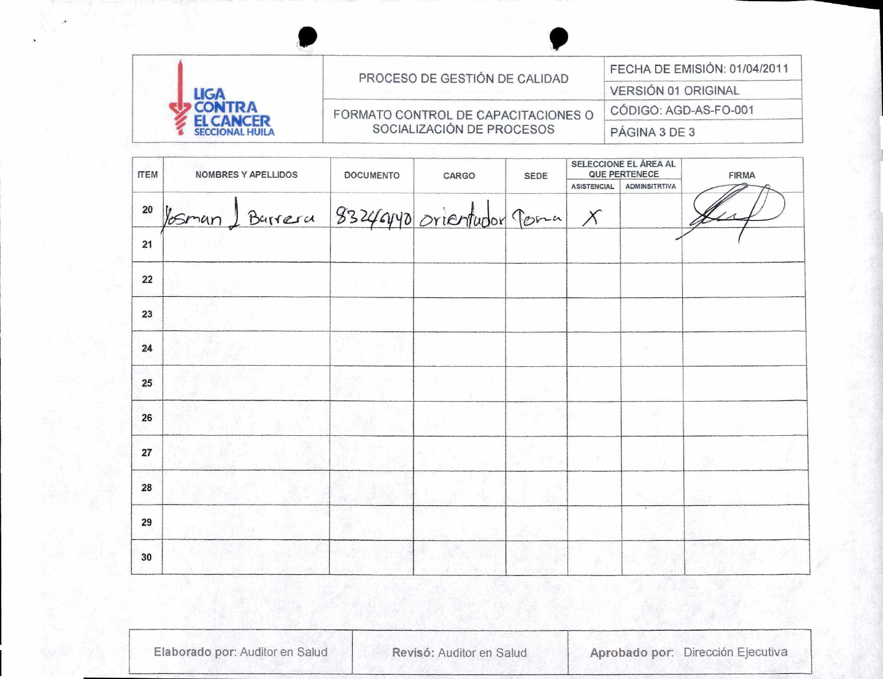| LIGA CONTRA EL CANCER SECCIONAL HUILA | PROCESO DE GESTIÓN DE CALIDAD | FECHA DE EMISIÓN: 01/04/2011 |
|---|---|---|
| | | VERSIÓN 01 ORIGINAL |
| | FORMATO CONTROL DE CAPACITACIONES O SOCIALIZACIÓN DE PROCESOS | CÓDIGO: AGD-AS-FO-001 |
| | | PÁGINA 3 DE 3 |

| ITEM | NOMBRES Y APELLIDOS | DOCUMENTO | CARGO | SEDE | SELECCIONE EL ÁREA AL QUE PERTENECE | | FIRMA |
|---|---|---|---|---|---|---|---|
| | | | | | ASISTENCIAL | ADMINSITRTIVA | |
| 20 | Yosman J Barrera | 83246440 | orientador | Toma | X | | (firma) |
| 21 | | | | | | | |
| 22 | | | | | | | |
| 23 | | | | | | | |
| 24 | | | | | | | |
| 25 | | | | | | | |
| 26 | | | | | | | |
| 27 | | | | | | | |
| 28 | | | | | | | |
| 29 | | | | | | | |
| 30 | | | | | | | |

| Elaborado por: Auditor en Salud | Revisó: Auditor en Salud | Aprobado por: Dirección Ejecutiva |
|---|---|---|